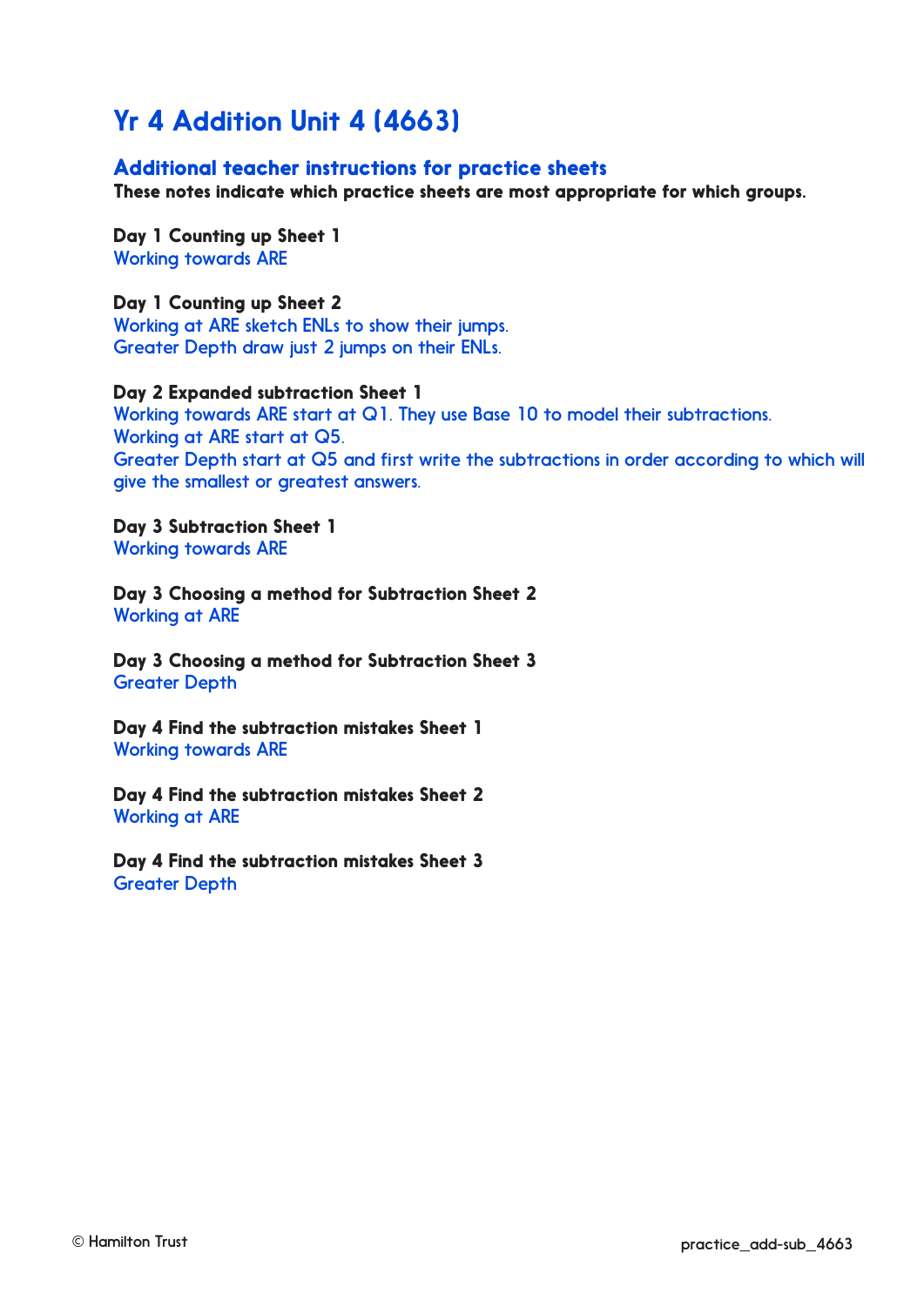# Yr 4 Addition Unit 4 (4663)

## Additional teacher instructions for practice sheets

**These notes indicate which practice sheets are most appropriate for which groups.**

**Day 1 Counting up Sheet 1**
Working towards ARE

**Day 1 Counting up Sheet 2**
Working at ARE sketch ENLs to show their jumps.
Greater Depth draw just 2 jumps on their ENLs.

**Day 2 Expanded subtraction Sheet 1**
Working towards ARE start at Q1. They use Base 10 to model their subtractions.
Working at ARE start at Q5.
Greater Depth start at Q5 and first write the subtractions in order according to which will give the smallest or greatest answers.

**Day 3 Subtraction Sheet 1**
Working towards ARE

**Day 3 Choosing a method for Subtraction Sheet 2**
Working at ARE

**Day 3 Choosing a method for Subtraction Sheet 3**
Greater Depth

**Day 4 Find the subtraction mistakes Sheet 1**
Working towards ARE

**Day 4 Find the subtraction mistakes Sheet 2**
Working at ARE

**Day 4 Find the subtraction mistakes Sheet 3**
Greater Depth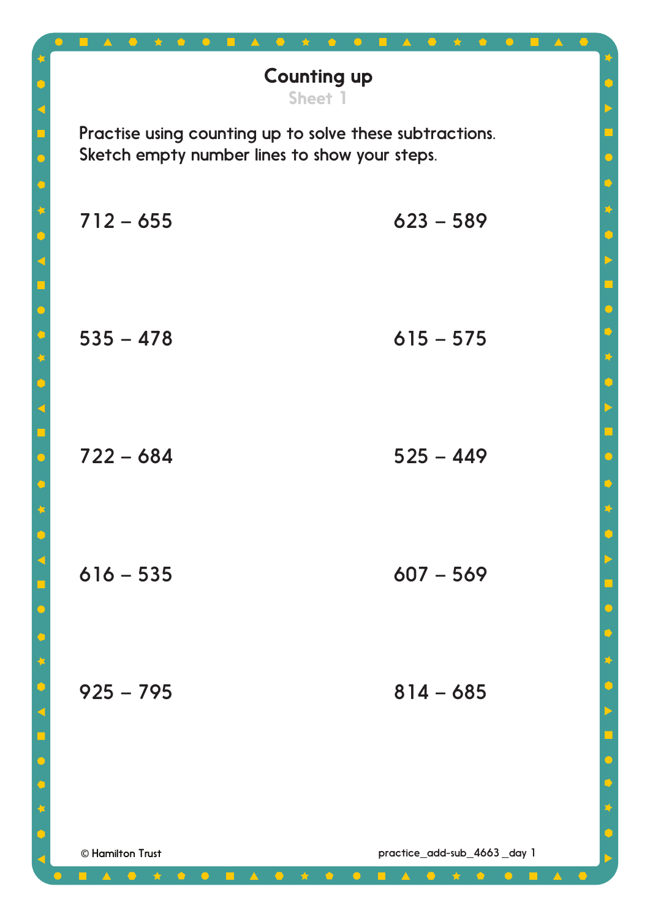# Counting up

## Sheet 1

Practise using counting up to solve these subtractions.
Sketch empty number lines to show your steps.

712 – 655

623 – 589

535 – 478

615 – 575

722 – 684

525 – 449

616 – 535

607 – 569

925 – 795

814 – 685

© Hamilton Trust

practice_add-sub_4663 _day 1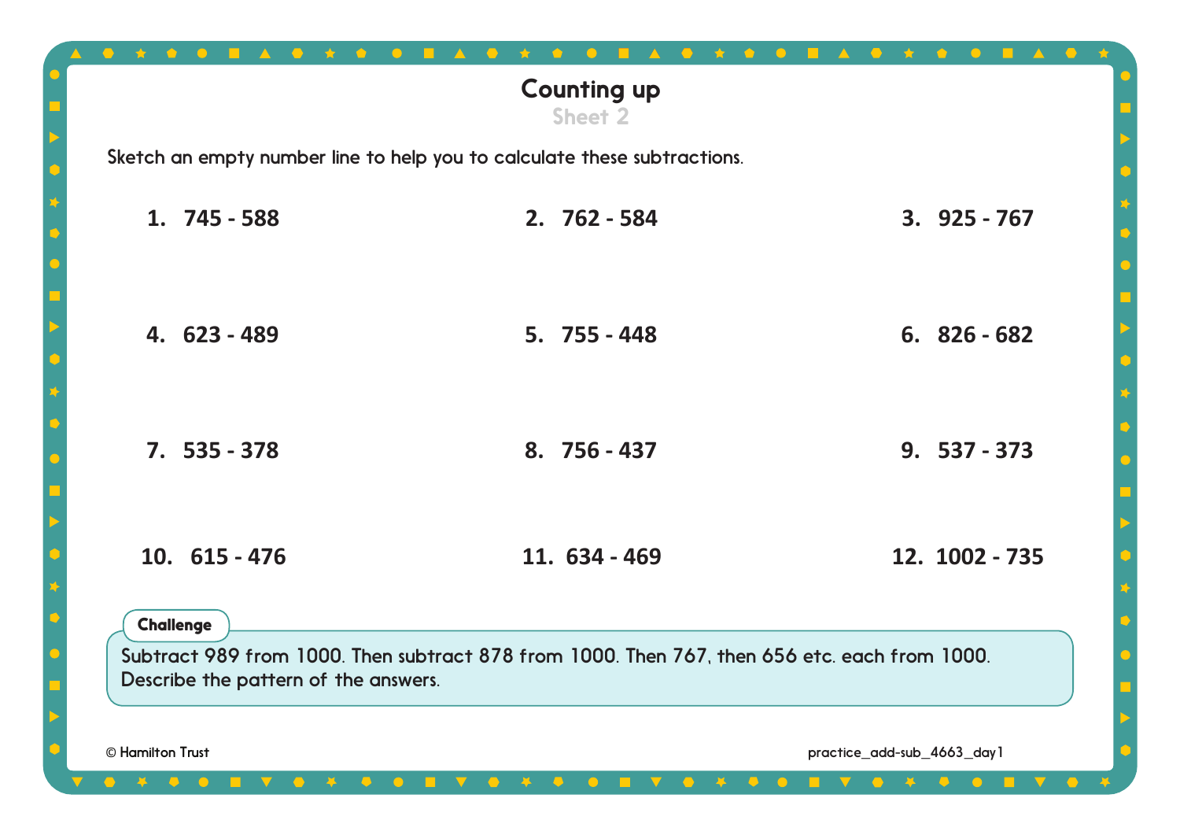# Counting up

## Sheet 2

Sketch an empty number line to help you to calculate these subtractions.

**1. 745 - 588**

**2. 762 - 584**

**3. 925 - 767**

**4. 623 - 489**

**5. 755 - 448**

**6. 826 - 682**

**7. 535 - 378**

**8. 756 - 437**

**9. 537 - 373**

**10. 615 - 476**

**11. 634 - 469**

**12. 1002 - 735**

**Challenge**

Subtract 989 from 1000. Then subtract 878 from 1000. Then 767, then 656 etc. each from 1000. Describe the pattern of the answers.

© Hamilton Trust

practice_add-sub_4663_day1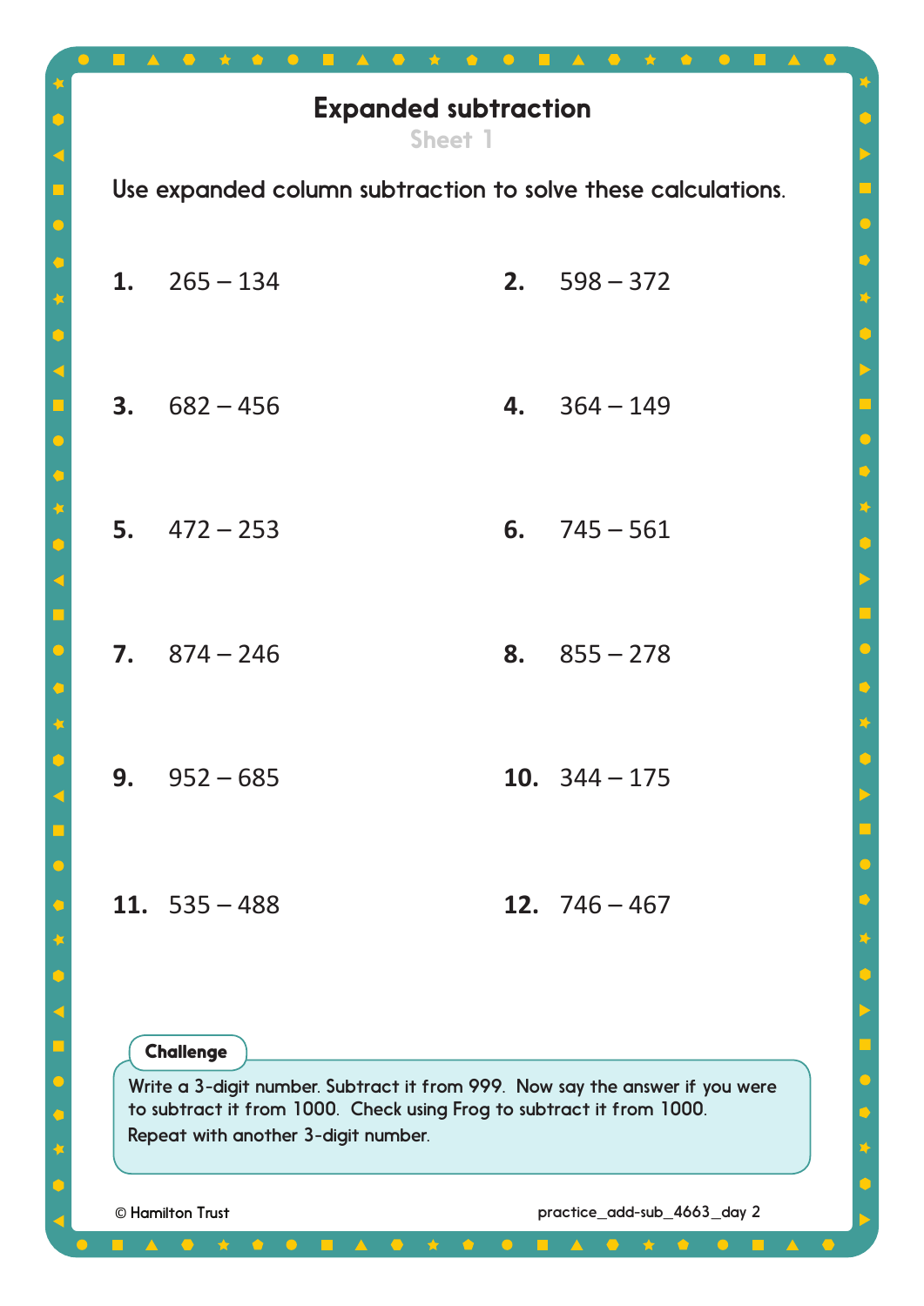# Expanded subtraction

Sheet 1

Use expanded column subtraction to solve these calculations.

**1.** 265 – 134

**2.** 598 – 372

**3.** 682 – 456

**4.** 364 – 149

**5.** 472 – 253

**6.** 745 – 561

**7.** 874 – 246

**8.** 855 – 278

**9.** 952 – 685

**10.** 344 – 175

**11.** 535 – 488

**12.** 746 – 467

**Challenge**

Write a 3-digit number. Subtract it from 999. Now say the answer if you were to subtract it from 1000. Check using Frog to subtract it from 1000. Repeat with another 3-digit number.

© Hamilton Trust

practice_add-sub_4663_day 2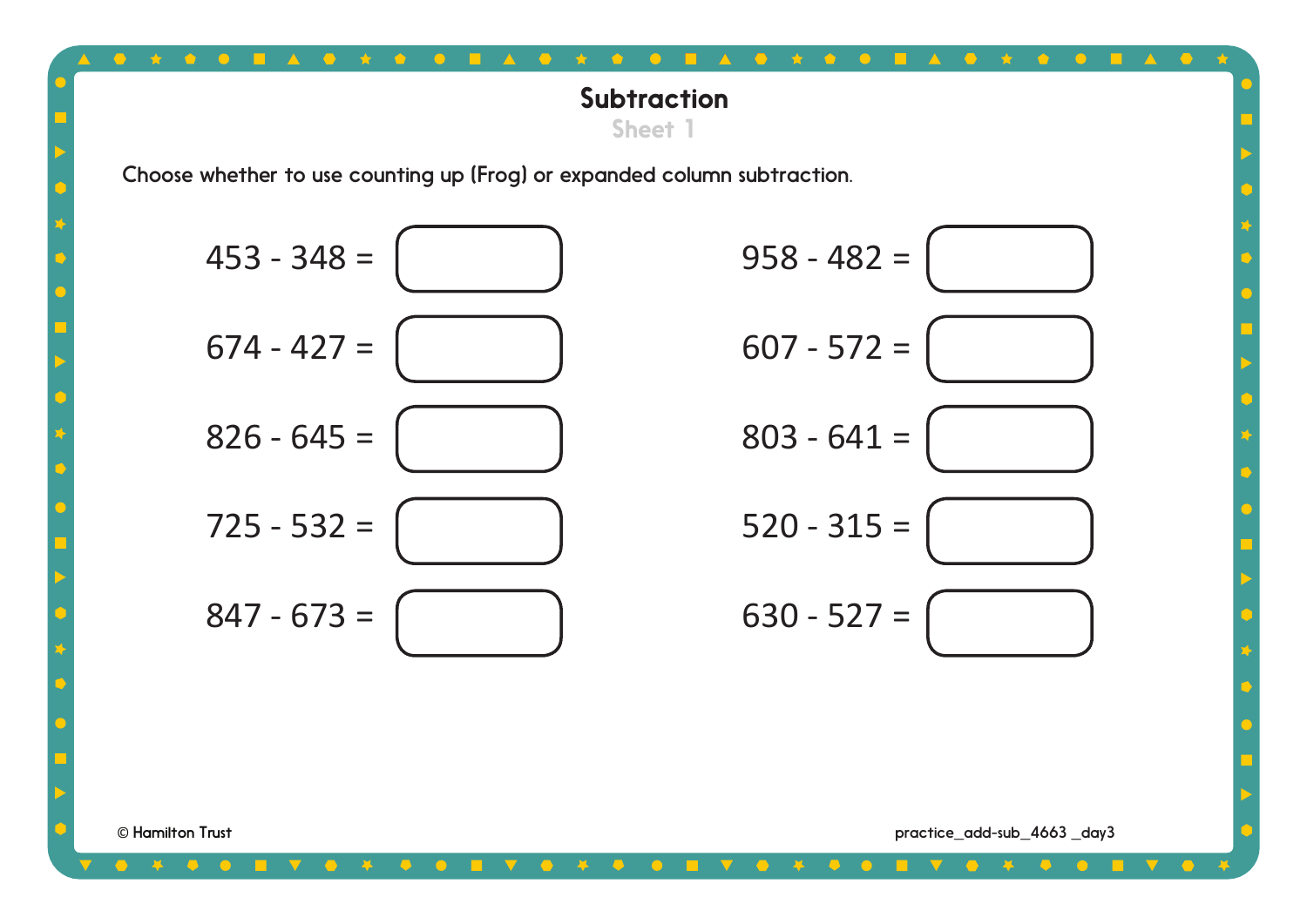# Subtraction

## Sheet 1

Choose whether to use counting up (Frog) or expanded column subtraction.

453 - 348 = ☐

674 - 427 = ☐

826 - 645 = ☐

725 - 532 = ☐

847 - 673 = ☐

958 - 482 = ☐

607 - 572 = ☐

803 - 641 = ☐

520 - 315 = ☐

630 - 527 = ☐

© Hamilton Trust

practice_add-sub_4663 _day3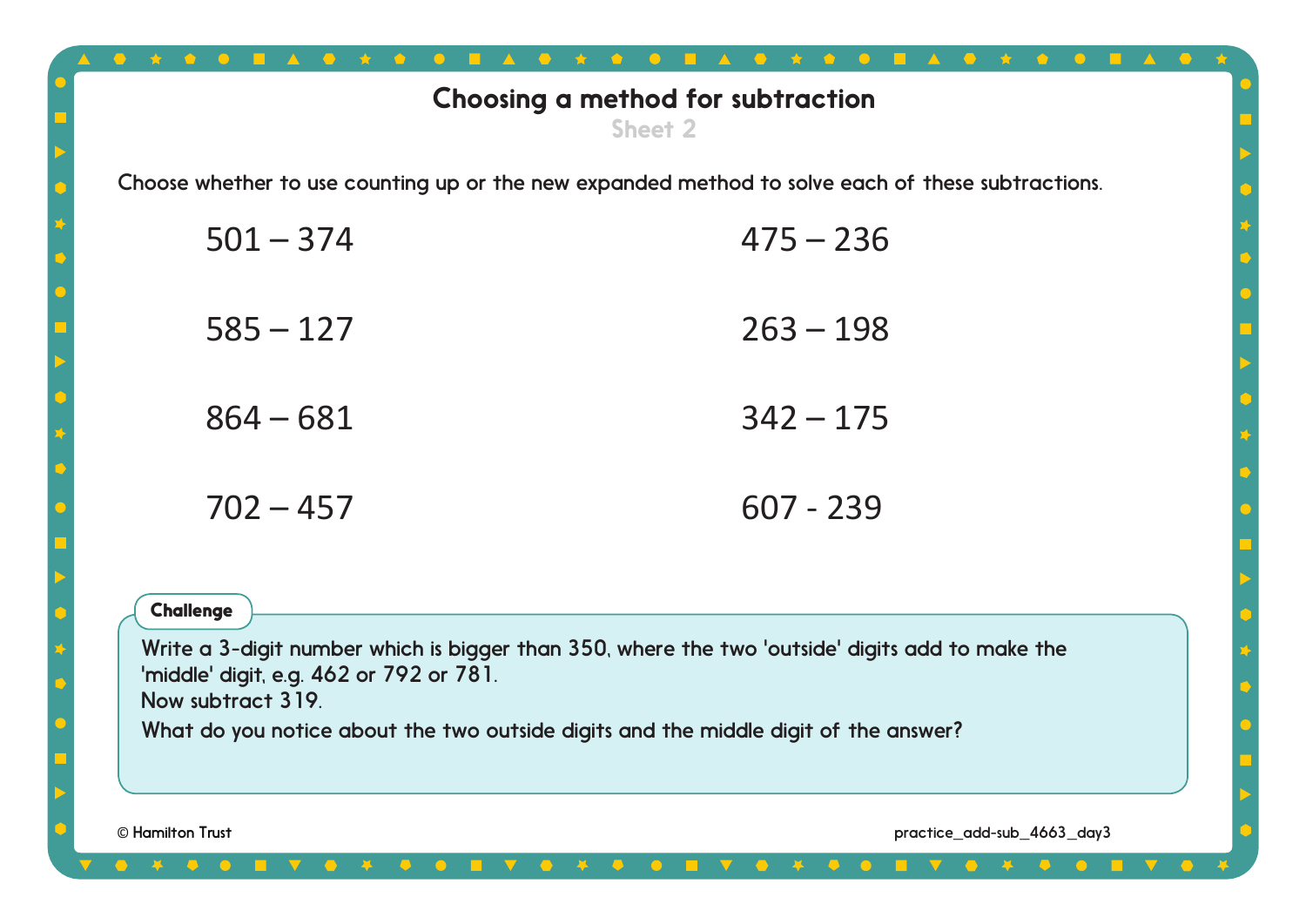# Choosing a method for subtraction

### Sheet 2

Choose whether to use counting up or the new expanded method to solve each of these subtractions.

501 – 374

475 – 236

585 – 127

263 – 198

864 – 681

342 – 175

702 – 457

607 - 239

**Challenge**

Write a 3-digit number which is bigger than 350, where the two 'outside' digits add to make the 'middle' digit, e.g. 462 or 792 or 781.
Now subtract 319.
What do you notice about the two outside digits and the middle digit of the answer?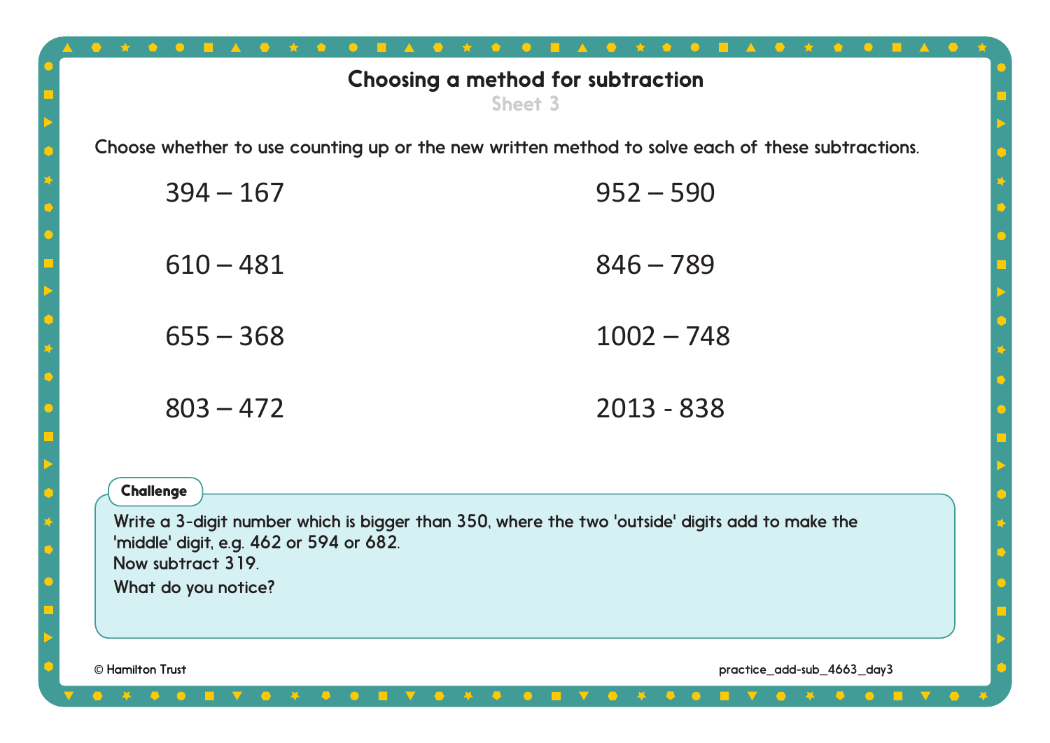# Choosing a method for subtraction

Sheet 3

Choose whether to use counting up or the new written method to solve each of these subtractions.

394 – 167

952 – 590

610 – 481

846 – 789

655 – 368

1002 – 748

803 – 472

2013 - 838

**Challenge**

Write a 3-digit number which is bigger than 350, where the two 'outside' digits add to make the 'middle' digit, e.g. 462 or 594 or 682.
Now subtract 319.
What do you notice?

© Hamilton Trust

practice_add-sub_4663_day3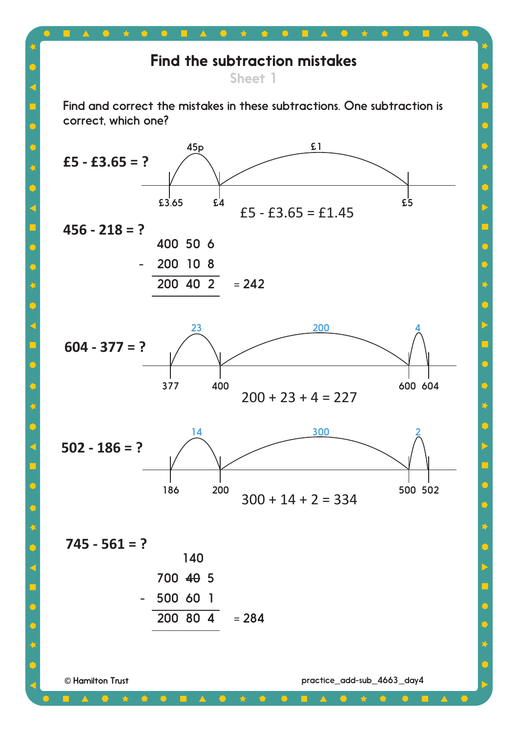# Find the subtraction mistakes

## Sheet 1

Find and correct the mistakes in these subtractions. One subtraction is correct, which one?

**£5 - £3.65 = ?**

Number line: £3.65 → £4 (45p), £4 → £5 (£1)

£5 - £3.65 = £1.45

**456 - 218 = ?**

```
    400  50  6
-   200  10  8
    200  40  2    = 242
```

**604 - 377 = ?**

Number line: 377 → 400 (23), 400 → 600 (200), 600 → 604 (4)

200 + 23 + 4 = 227

**502 - 186 = ?**

Number line: 186 → 200 (14), 200 → 500 (300), 500 → 502 (2)

300 + 14 + 2 = 334

**745 - 561 = ?**

```
         140
    700  ~~40~~  5
-   500  60   1
    200  80   4    = 284
```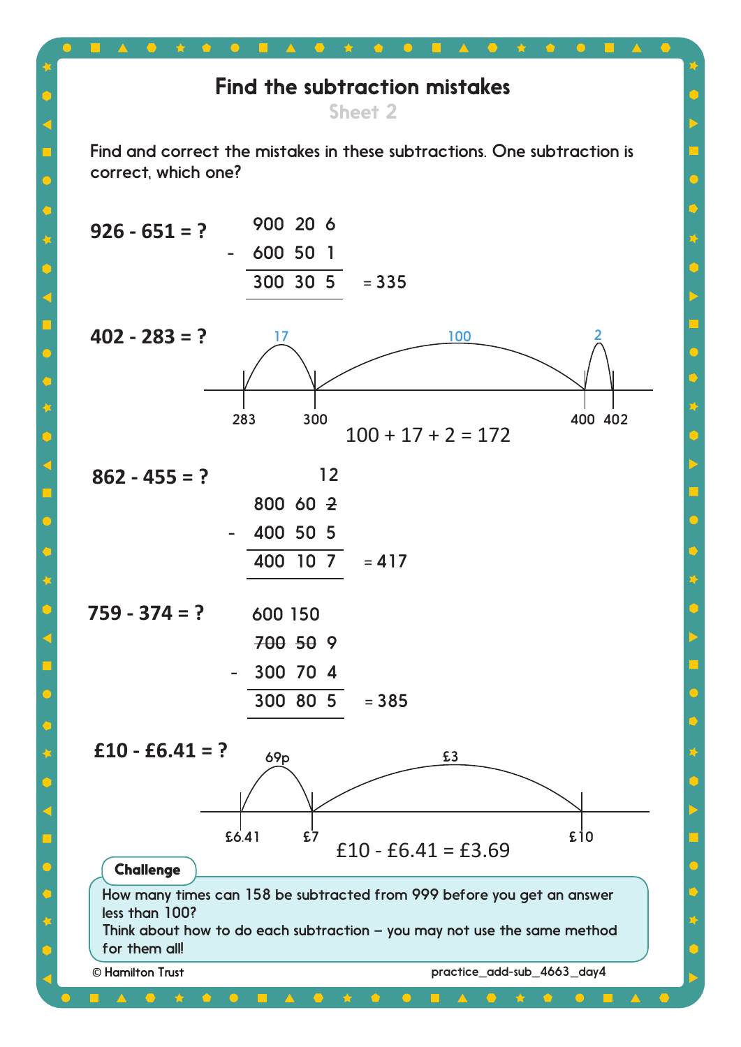# Find the subtraction mistakes

## Sheet 2

Find and correct the mistakes in these subtractions. One subtraction is correct, which one?

**926 - 651 = ?**

```
   900  20  6
-  600  50  1
   ----------
   300  30  5    = 335
```

**402 - 283 = ?**

Number line: 283 → 300 (jump of 17), 300 → 400 (jump of 100), 400 → 402 (jump of 2)

100 + 17 + 2 = 172

**862 - 455 = ?**

```
            12
   800  60  2̶
-  400  50  5
   ----------
   400  10  7    = 417
```

**759 - 374 = ?**

```
   600 150
   7̶0̶0̶  5̶0̶  9
-  300  70  4
   ----------
   300  80  5    = 385
```

**£10 - £6.41 = ?**

Number line: £6.41 → £7 (jump of 69p), £7 → £10 (jump of £3)

£10 - £6.41 = £3.69

**Challenge**

How many times can 158 be subtracted from 999 before you get an answer less than 100?
Think about how to do each subtraction – you may not use the same method for them all!

© Hamilton Trust practice_add-sub_4663_day4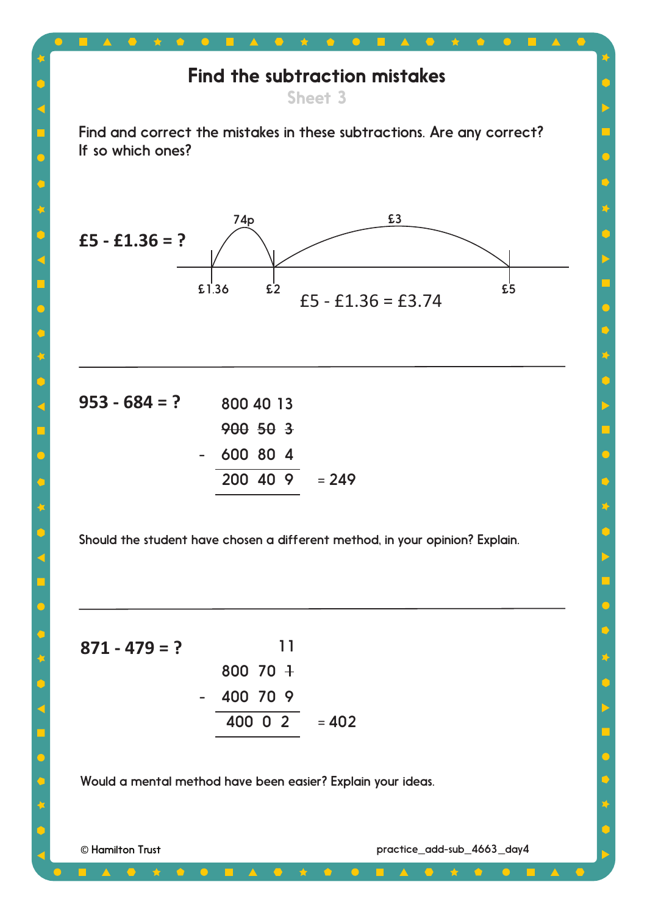# Find the subtraction mistakes

Sheet 3

Find and correct the mistakes in these subtractions. Are any correct? If so which ones?

**£5 - £1.36 = ?**

Number line: £1.36 —(74p)→ £2 —(£3)→ £5

£5 - £1.36 = £3.74

---

**953 - 684 = ?**

```
      800  40  13
      900  50   3   (crossed out)
  -   600  80   4
      200  40   9    = 249
```

Should the student have chosen a different method, in your opinion? Explain.

---

**871 - 479 = ?**

```
                11
      800  70   1   (1 crossed out)
  -   400  70   9
      400   0   2    = 402
```

Would a mental method have been easier? Explain your ideas.

© Hamilton Trust

practice_add-sub_4663_day4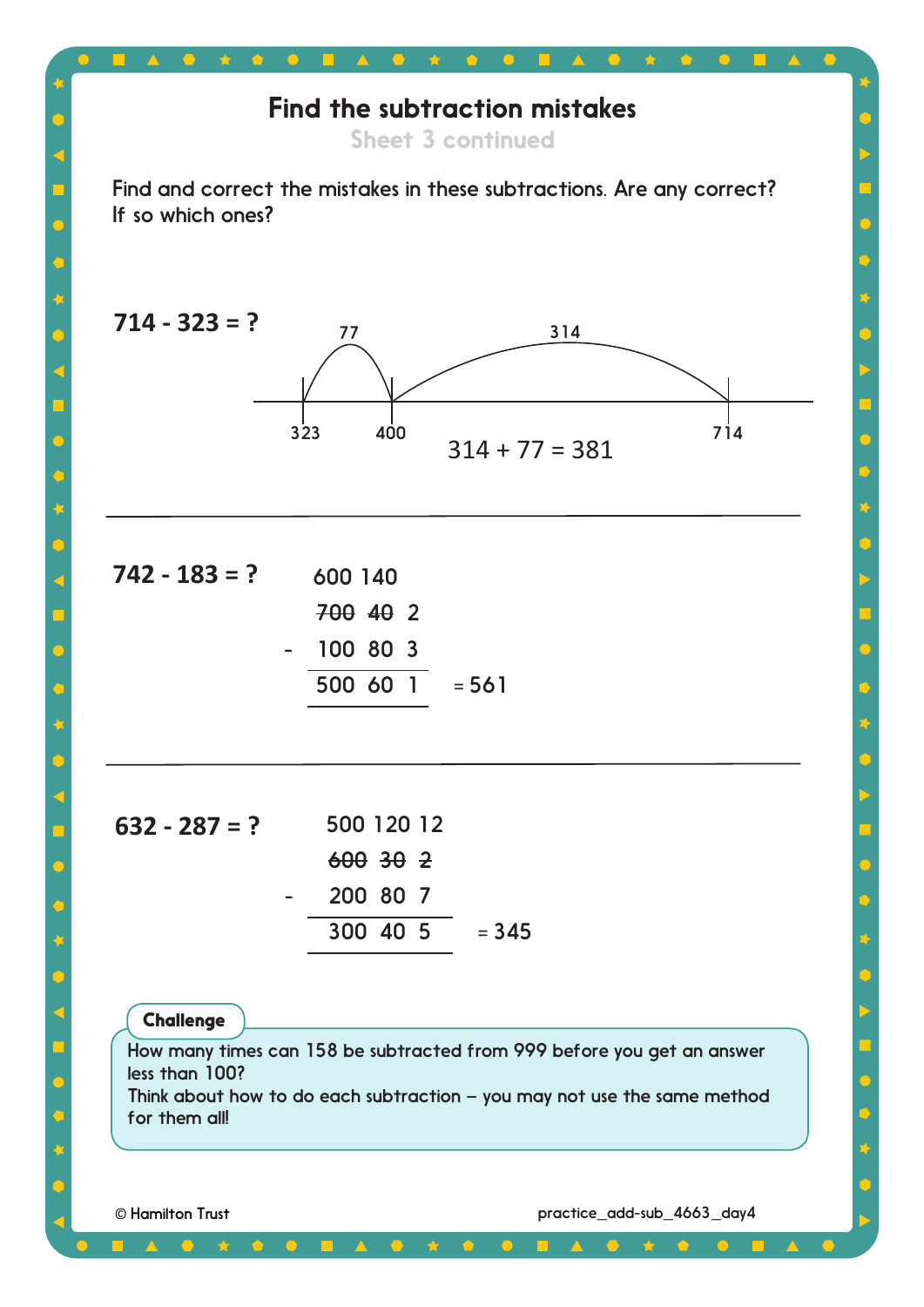# Find the subtraction mistakes

## Sheet 3 continued

Find and correct the mistakes in these subtractions. Are any correct? If so which ones?

**714 - 323 = ?**

Number line: 323 → 400 (jump of 77), 400 → 714 (jump of 314)

314 + 77 = 381

---

**742 - 183 = ?**

```
    600 140
    ~~700~~ ~~40~~ 2
 -  100  80  3
    500  60  1    = 561
```

---

**632 - 287 = ?**

```
    500 120 12
    ~~600~~ ~~30~~ ~~2~~
 -  200  80  7
    300  40  5    = 345
```

**Challenge**

How many times can 158 be subtracted from 999 before you get an answer less than 100?
Think about how to do each subtraction – you may not use the same method for them all!

© Hamilton Trust practice_add-sub_4663_day4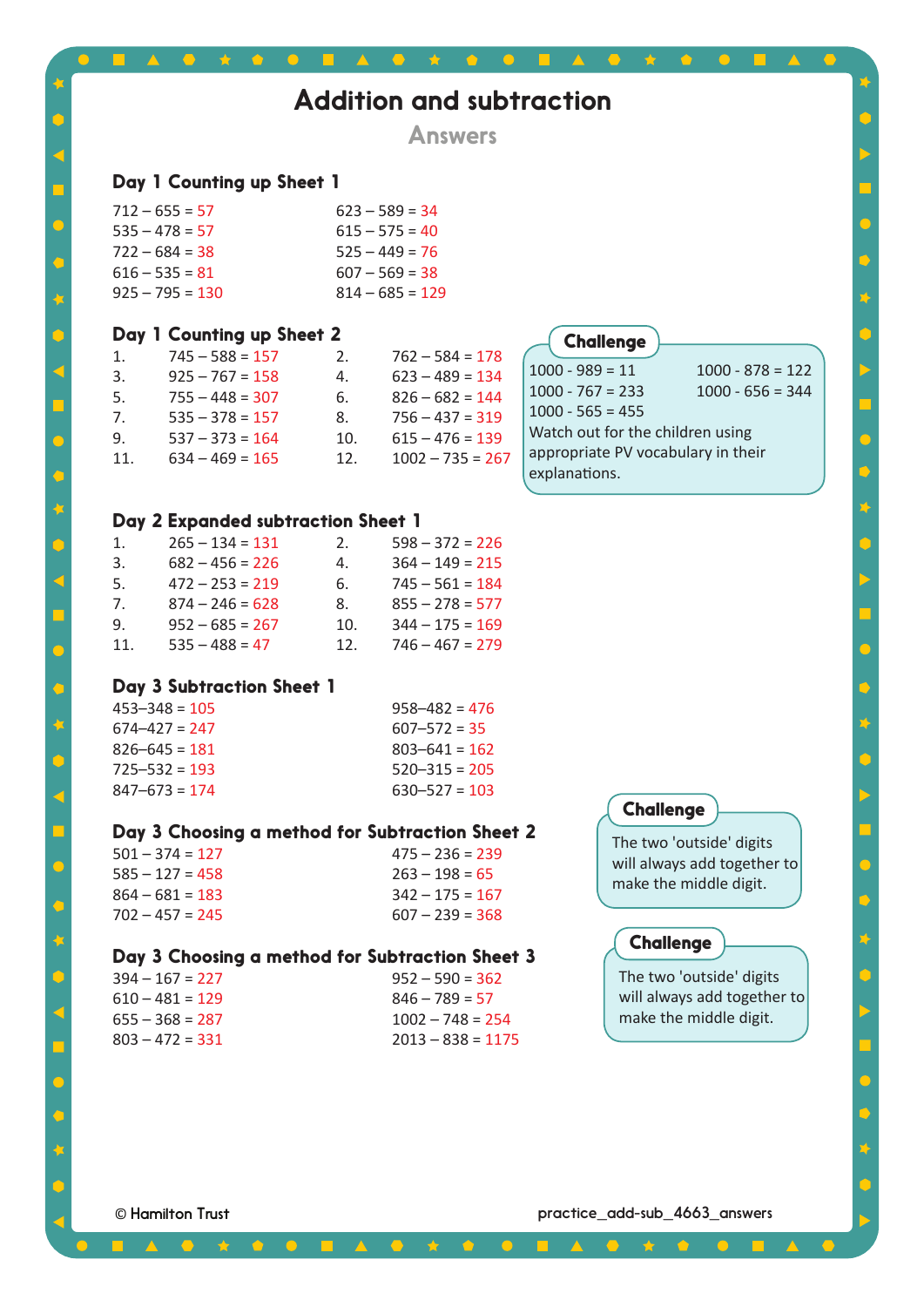# Addition and subtraction

## Answers

### Day 1 Counting up Sheet 1

712 – 655 = 57
535 – 478 = 57
722 – 684 = 38
616 – 535 = 81
925 – 795 = 130

623 – 589 = 34
615 – 575 = 40
525 – 449 = 76
607 – 569 = 38
814 – 685 = 129

### Day 1 Counting up Sheet 2

1. 745 – 588 = 157
2. 762 – 584 = 178
3. 925 – 767 = 158
4. 623 – 489 = 134
5. 755 – 448 = 307
6. 826 – 682 = 144
7. 535 – 378 = 157
8. 756 – 437 = 319
9. 537 – 373 = 164
10. 615 – 476 = 139
11. 634 – 469 = 165
12. 1002 – 735 = 267

**Challenge**

1000 - 989 = 11
1000 - 878 = 122
1000 - 767 = 233
1000 - 656 = 344
1000 - 565 = 455

Watch out for the children using appropriate PV vocabulary in their explanations.

### Day 2 Expanded subtraction Sheet 1

1. 265 – 134 = 131
2. 598 – 372 = 226
3. 682 – 456 = 226
4. 364 – 149 = 215
5. 472 – 253 = 219
6. 745 – 561 = 184
7. 874 – 246 = 628
8. 855 – 278 = 577
9. 952 – 685 = 267
10. 344 – 175 = 169
11. 535 – 488 = 47
12. 746 – 467 = 279

### Day 3 Subtraction Sheet 1

453–348 = 105
674–427 = 247
826–645 = 181
725–532 = 193
847–673 = 174

958–482 = 476
607–572 = 35
803–641 = 162
520–315 = 205
630–527 = 103

### Day 3 Choosing a method for Subtraction Sheet 2

501 – 374 = 127
585 – 127 = 458
864 – 681 = 183
702 – 457 = 245

475 – 236 = 239
263 – 198 = 65
342 – 175 = 167
607 – 239 = 368

**Challenge**

The two 'outside' digits will always add together to make the middle digit.

### Day 3 Choosing a method for Subtraction Sheet 3

394 – 167 = 227
610 – 481 = 129
655 – 368 = 287
803 – 472 = 331

952 – 590 = 362
846 – 789 = 57
1002 – 748 = 254
2013 – 838 = 1175

**Challenge**

The two 'outside' digits will always add together to make the middle digit.

© Hamilton Trust

practice_add-sub_4663_answers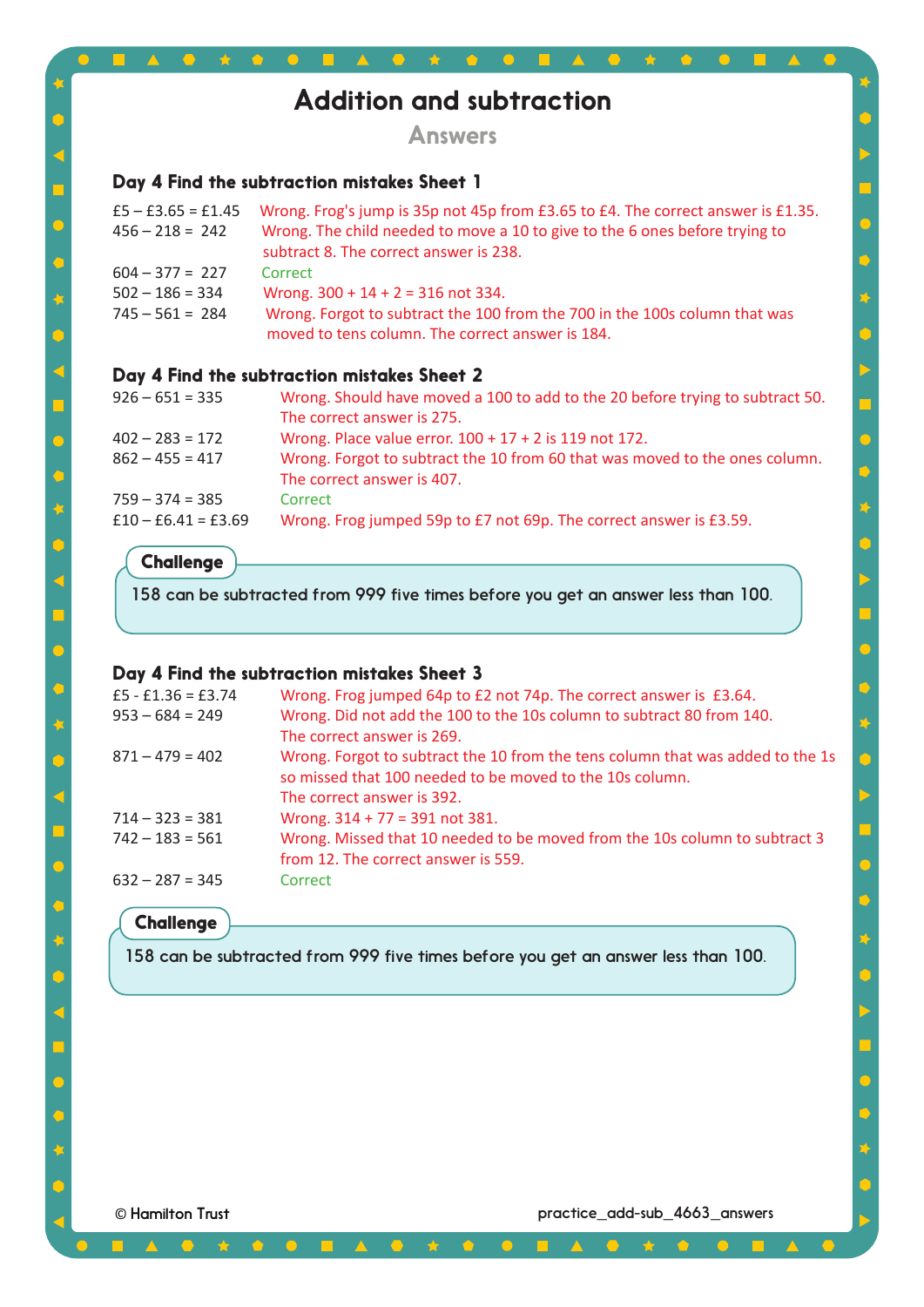# Addition and subtraction

## Answers

### Day 4 Find the subtraction mistakes Sheet 1

| | |
|---|---|
| £5 – £3.65 = £1.45 | Wrong. Frog's jump is 35p not 45p from £3.65 to £4. The correct answer is £1.35. |
| 456 – 218 = 242 | Wrong. The child needed to move a 10 to give to the 6 ones before trying to subtract 8. The correct answer is 238. |
| 604 – 377 = 227 | Correct |
| 502 – 186 = 334 | Wrong. 300 + 14 + 2 = 316 not 334. |
| 745 – 561 = 284 | Wrong. Forgot to subtract the 100 from the 700 in the 100s column that was moved to tens column. The correct answer is 184. |

### Day 4 Find the subtraction mistakes Sheet 2

| | |
|---|---|
| 926 – 651 = 335 | Wrong. Should have moved a 100 to add to the 20 before trying to subtract 50. The correct answer is 275. |
| 402 – 283 = 172 | Wrong. Place value error. 100 + 17 + 2 is 119 not 172. |
| 862 – 455 = 417 | Wrong. Forgot to subtract the 10 from 60 that was moved to the ones column. The correct answer is 407. |
| 759 – 374 = 385 | Correct |
| £10 – £6.41 = £3.69 | Wrong. Frog jumped 59p to £7 not 69p. The correct answer is £3.59. |

**Challenge**

158 can be subtracted from 999 five times before you get an answer less than 100.

### Day 4 Find the subtraction mistakes Sheet 3

| | |
|---|---|
| £5 - £1.36 = £3.74 | Wrong. Frog jumped 64p to £2 not 74p. The correct answer is £3.64. |
| 953 – 684 = 249 | Wrong. Did not add the 100 to the 10s column to subtract 80 from 140. The correct answer is 269. |
| 871 – 479 = 402 | Wrong. Forgot to subtract the 10 from the tens column that was added to the 1s so missed that 100 needed to be moved to the 10s column. The correct answer is 392. |
| 714 – 323 = 381 | Wrong. 314 + 77 = 391 not 381. |
| 742 – 183 = 561 | Wrong. Missed that 10 needed to be moved from the 10s column to subtract 3 from 12. The correct answer is 559. |
| 632 – 287 = 345 | Correct |

**Challenge**

158 can be subtracted from 999 five times before you get an answer less than 100.

© Hamilton Trust practice_add-sub_4663_answers